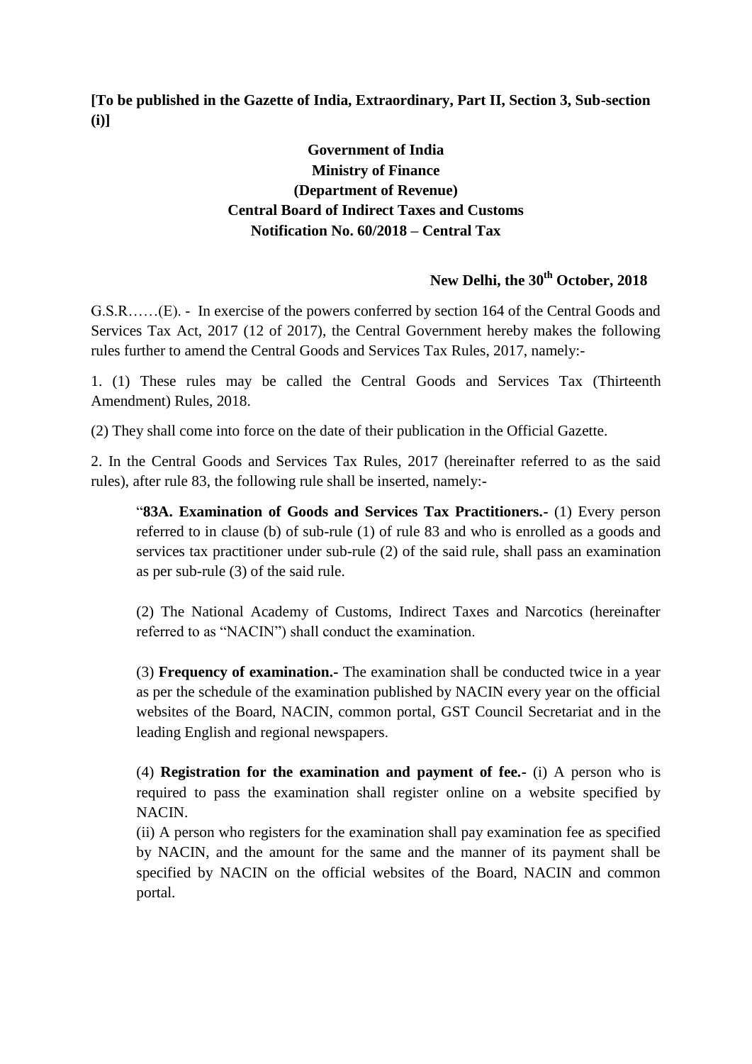**[To be published in the Gazette of India, Extraordinary, Part II, Section 3, Sub-section (i)]**

**Government of India**
**Ministry of Finance**
**(Department of Revenue)**
**Central Board of Indirect Taxes and Customs**
**Notification No. 60/2018 – Central Tax**

**New Delhi, the 30th October, 2018**

G.S.R……(E). - In exercise of the powers conferred by section 164 of the Central Goods and Services Tax Act, 2017 (12 of 2017), the Central Government hereby makes the following rules further to amend the Central Goods and Services Tax Rules, 2017, namely:-

1. (1) These rules may be called the Central Goods and Services Tax (Thirteenth Amendment) Rules, 2018.

(2) They shall come into force on the date of their publication in the Official Gazette.

2. In the Central Goods and Services Tax Rules, 2017 (hereinafter referred to as the said rules), after rule 83, the following rule shall be inserted, namely:-

> "**83A. Examination of Goods and Services Tax Practitioners.-** (1) Every person referred to in clause (b) of sub-rule (1) of rule 83 and who is enrolled as a goods and services tax practitioner under sub-rule (2) of the said rule, shall pass an examination as per sub-rule (3) of the said rule.
>
> (2) The National Academy of Customs, Indirect Taxes and Narcotics (hereinafter referred to as "NACIN") shall conduct the examination.
>
> (3) **Frequency of examination.-** The examination shall be conducted twice in a year as per the schedule of the examination published by NACIN every year on the official websites of the Board, NACIN, common portal, GST Council Secretariat and in the leading English and regional newspapers.
>
> (4) **Registration for the examination and payment of fee.-** (i) A person who is required to pass the examination shall register online on a website specified by NACIN.
>
> (ii) A person who registers for the examination shall pay examination fee as specified by NACIN, and the amount for the same and the manner of its payment shall be specified by NACIN on the official websites of the Board, NACIN and common portal.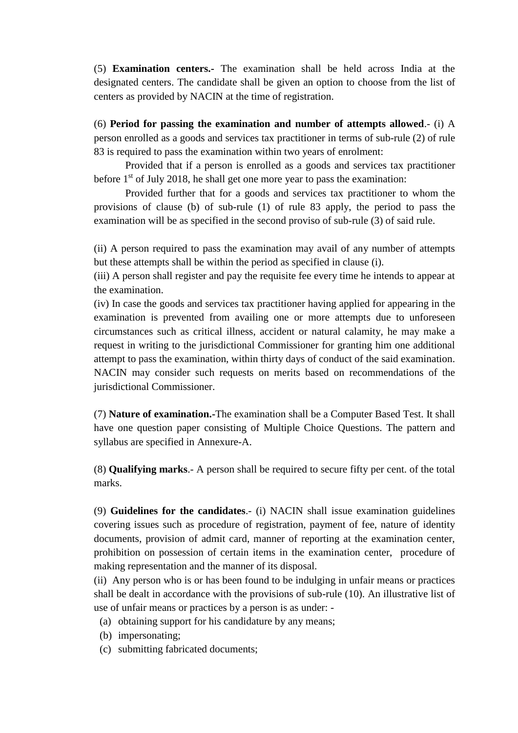(5) **Examination centers.-** The examination shall be held across India at the designated centers. The candidate shall be given an option to choose from the list of centers as provided by NACIN at the time of registration.

(6) **Period for passing the examination and number of attempts allowed**.- (i) A person enrolled as a goods and services tax practitioner in terms of sub-rule (2) of rule 83 is required to pass the examination within two years of enrolment:

Provided that if a person is enrolled as a goods and services tax practitioner before 1st of July 2018, he shall get one more year to pass the examination:

Provided further that for a goods and services tax practitioner to whom the provisions of clause (b) of sub-rule (1) of rule 83 apply, the period to pass the examination will be as specified in the second proviso of sub-rule (3) of said rule.

(ii) A person required to pass the examination may avail of any number of attempts but these attempts shall be within the period as specified in clause (i).

(iii) A person shall register and pay the requisite fee every time he intends to appear at the examination.

(iv) In case the goods and services tax practitioner having applied for appearing in the examination is prevented from availing one or more attempts due to unforeseen circumstances such as critical illness, accident or natural calamity, he may make a request in writing to the jurisdictional Commissioner for granting him one additional attempt to pass the examination, within thirty days of conduct of the said examination. NACIN may consider such requests on merits based on recommendations of the jurisdictional Commissioner.

(7) **Nature of examination.-**The examination shall be a Computer Based Test. It shall have one question paper consisting of Multiple Choice Questions. The pattern and syllabus are specified in Annexure-A.

(8) **Qualifying marks**.- A person shall be required to secure fifty per cent. of the total marks.

(9) **Guidelines for the candidates**.- (i) NACIN shall issue examination guidelines covering issues such as procedure of registration, payment of fee, nature of identity documents, provision of admit card, manner of reporting at the examination center, prohibition on possession of certain items in the examination center, procedure of making representation and the manner of its disposal.

(ii) Any person who is or has been found to be indulging in unfair means or practices shall be dealt in accordance with the provisions of sub-rule (10). An illustrative list of use of unfair means or practices by a person is as under: -

(a) obtaining support for his candidature by any means;

(b) impersonating;

(c) submitting fabricated documents;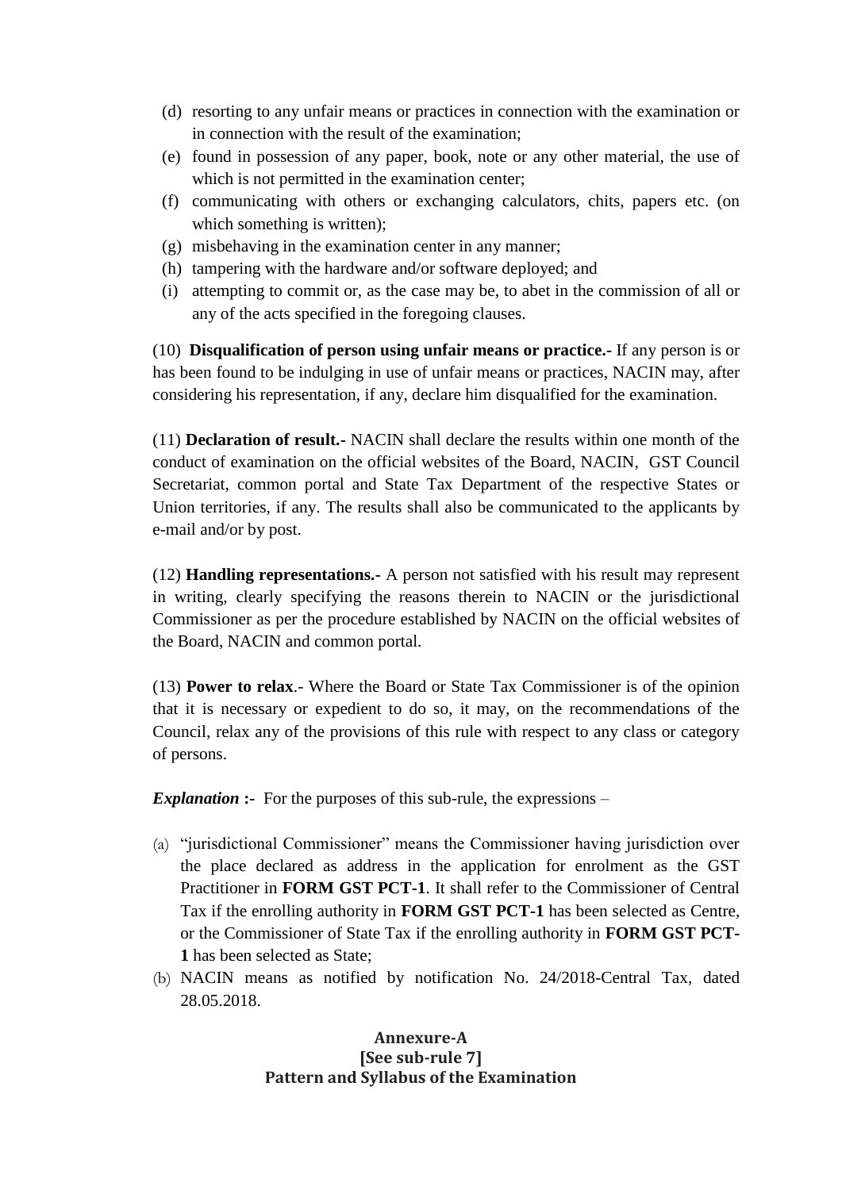(d) resorting to any unfair means or practices in connection with the examination or in connection with the result of the examination;
(e) found in possession of any paper, book, note or any other material, the use of which is not permitted in the examination center;
(f) communicating with others or exchanging calculators, chits, papers etc. (on which something is written);
(g) misbehaving in the examination center in any manner;
(h) tampering with the hardware and/or software deployed; and
(i) attempting to commit or, as the case may be, to abet in the commission of all or any of the acts specified in the foregoing clauses.

(10) **Disqualification of person using unfair means or practice.-** If any person is or has been found to be indulging in use of unfair means or practices, NACIN may, after considering his representation, if any, declare him disqualified for the examination.

(11) **Declaration of result.-** NACIN shall declare the results within one month of the conduct of examination on the official websites of the Board, NACIN, GST Council Secretariat, common portal and State Tax Department of the respective States or Union territories, if any. The results shall also be communicated to the applicants by e-mail and/or by post.

(12) **Handling representations.-** A person not satisfied with his result may represent in writing, clearly specifying the reasons therein to NACIN or the jurisdictional Commissioner as per the procedure established by NACIN on the official websites of the Board, NACIN and common portal.

(13) **Power to relax**.- Where the Board or State Tax Commissioner is of the opinion that it is necessary or expedient to do so, it may, on the recommendations of the Council, relax any of the provisions of this rule with respect to any class or category of persons.

***Explanation* :-** For the purposes of this sub-rule, the expressions –

(a) "jurisdictional Commissioner" means the Commissioner having jurisdiction over the place declared as address in the application for enrolment as the GST Practitioner in **FORM GST PCT-1**. It shall refer to the Commissioner of Central Tax if the enrolling authority in **FORM GST PCT-1** has been selected as Centre, or the Commissioner of State Tax if the enrolling authority in **FORM GST PCT-1** has been selected as State;
(b) NACIN means as notified by notification No. 24/2018-Central Tax, dated 28.05.2018.

**Annexure-A**
**[See sub-rule 7]**
**Pattern and Syllabus of the Examination**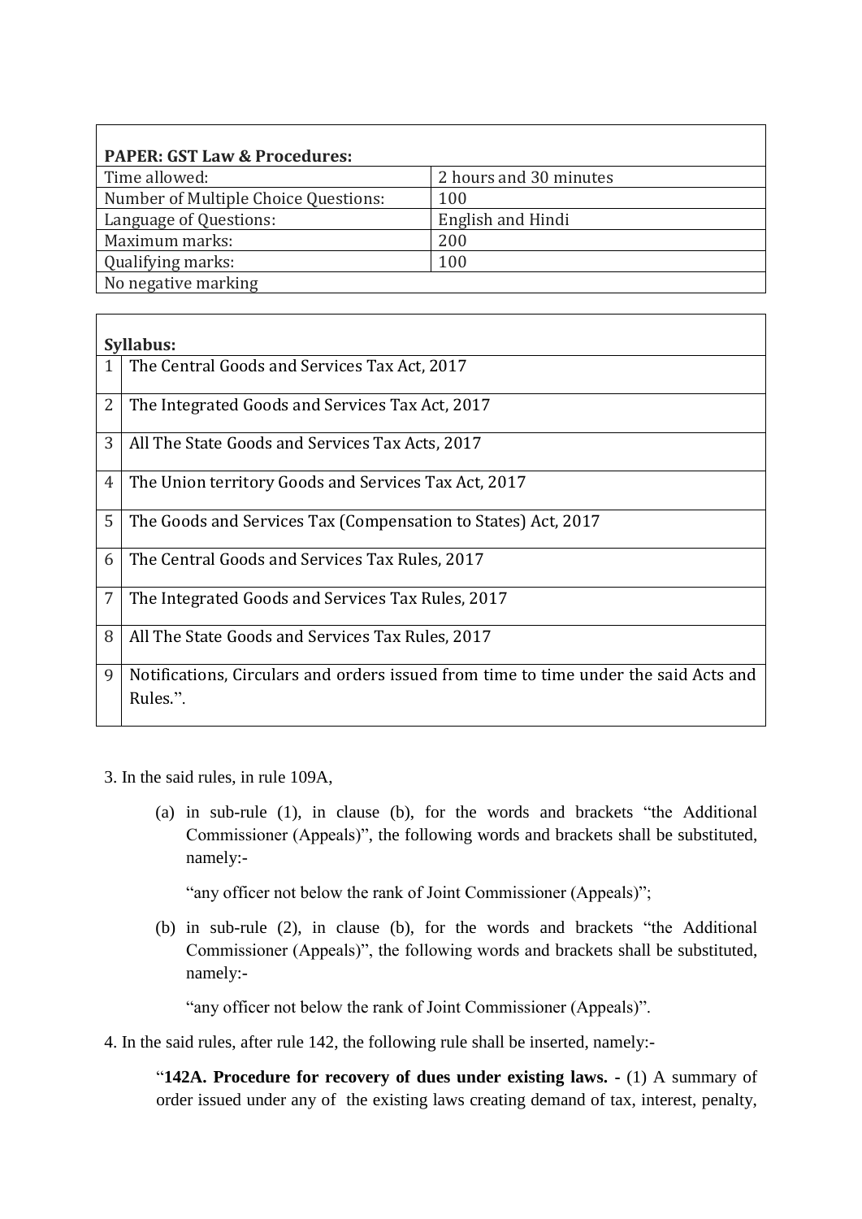| PAPER: GST Law & Procedures: | |
|---|---|
| Time allowed: | 2 hours and 30 minutes |
| Number of Multiple Choice Questions: | 100 |
| Language of Questions: | English and Hindi |
| Maximum marks: | 200 |
| Qualifying marks: | 100 |
| No negative marking | |

| Syllabus: | |
|---|---|
| 1 | The Central Goods and Services Tax Act, 2017 |
| 2 | The Integrated Goods and Services Tax Act, 2017 |
| 3 | All The State Goods and Services Tax Acts, 2017 |
| 4 | The Union territory Goods and Services Tax Act, 2017 |
| 5 | The Goods and Services Tax (Compensation to States) Act, 2017 |
| 6 | The Central Goods and Services Tax Rules, 2017 |
| 7 | The Integrated Goods and Services Tax Rules, 2017 |
| 8 | All The State Goods and Services Tax Rules, 2017 |
| 9 | Notifications, Circulars and orders issued from time to time under the said Acts and Rules.”. |

3. In the said rules, in rule 109A,

(a) in sub-rule (1), in clause (b), for the words and brackets “the Additional Commissioner (Appeals)”, the following words and brackets shall be substituted, namely:-

“any officer not below the rank of Joint Commissioner (Appeals)”;

(b) in sub-rule (2), in clause (b), for the words and brackets “the Additional Commissioner (Appeals)”, the following words and brackets shall be substituted, namely:-

“any officer not below the rank of Joint Commissioner (Appeals)”.

4. In the said rules, after rule 142, the following rule shall be inserted, namely:-

“**142A. Procedure for recovery of dues under existing laws. -** (1) A summary of order issued under any of the existing laws creating demand of tax, interest, penalty,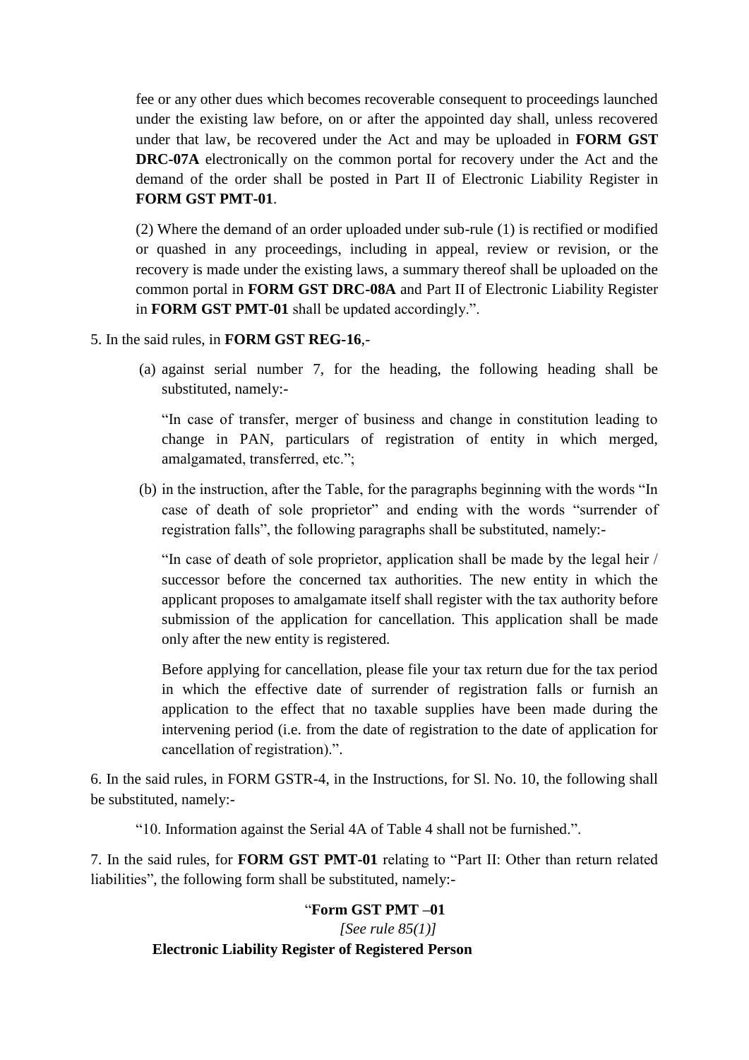fee or any other dues which becomes recoverable consequent to proceedings launched under the existing law before, on or after the appointed day shall, unless recovered under that law, be recovered under the Act and may be uploaded in **FORM GST DRC-07A** electronically on the common portal for recovery under the Act and the demand of the order shall be posted in Part II of Electronic Liability Register in **FORM GST PMT-01**.

(2) Where the demand of an order uploaded under sub-rule (1) is rectified or modified or quashed in any proceedings, including in appeal, review or revision, or the recovery is made under the existing laws, a summary thereof shall be uploaded on the common portal in **FORM GST DRC-08A** and Part II of Electronic Liability Register in **FORM GST PMT-01** shall be updated accordingly.".

5. In the said rules, in **FORM GST REG-16**,-

(a) against serial number 7, for the heading, the following heading shall be substituted, namely:-

"In case of transfer, merger of business and change in constitution leading to change in PAN, particulars of registration of entity in which merged, amalgamated, transferred, etc.";

(b) in the instruction, after the Table, for the paragraphs beginning with the words "In case of death of sole proprietor" and ending with the words "surrender of registration falls", the following paragraphs shall be substituted, namely:-

"In case of death of sole proprietor, application shall be made by the legal heir / successor before the concerned tax authorities. The new entity in which the applicant proposes to amalgamate itself shall register with the tax authority before submission of the application for cancellation. This application shall be made only after the new entity is registered.

Before applying for cancellation, please file your tax return due for the tax period in which the effective date of surrender of registration falls or furnish an application to the effect that no taxable supplies have been made during the intervening period (i.e. from the date of registration to the date of application for cancellation of registration).".

6. In the said rules, in FORM GSTR-4, in the Instructions, for Sl. No. 10, the following shall be substituted, namely:-

"10. Information against the Serial 4A of Table 4 shall not be furnished.".

7. In the said rules, for **FORM GST PMT-01** relating to "Part II: Other than return related liabilities", the following form shall be substituted, namely:-

"**Form GST PMT –01**

*[See rule 85(1)]*

**Electronic Liability Register of Registered Person**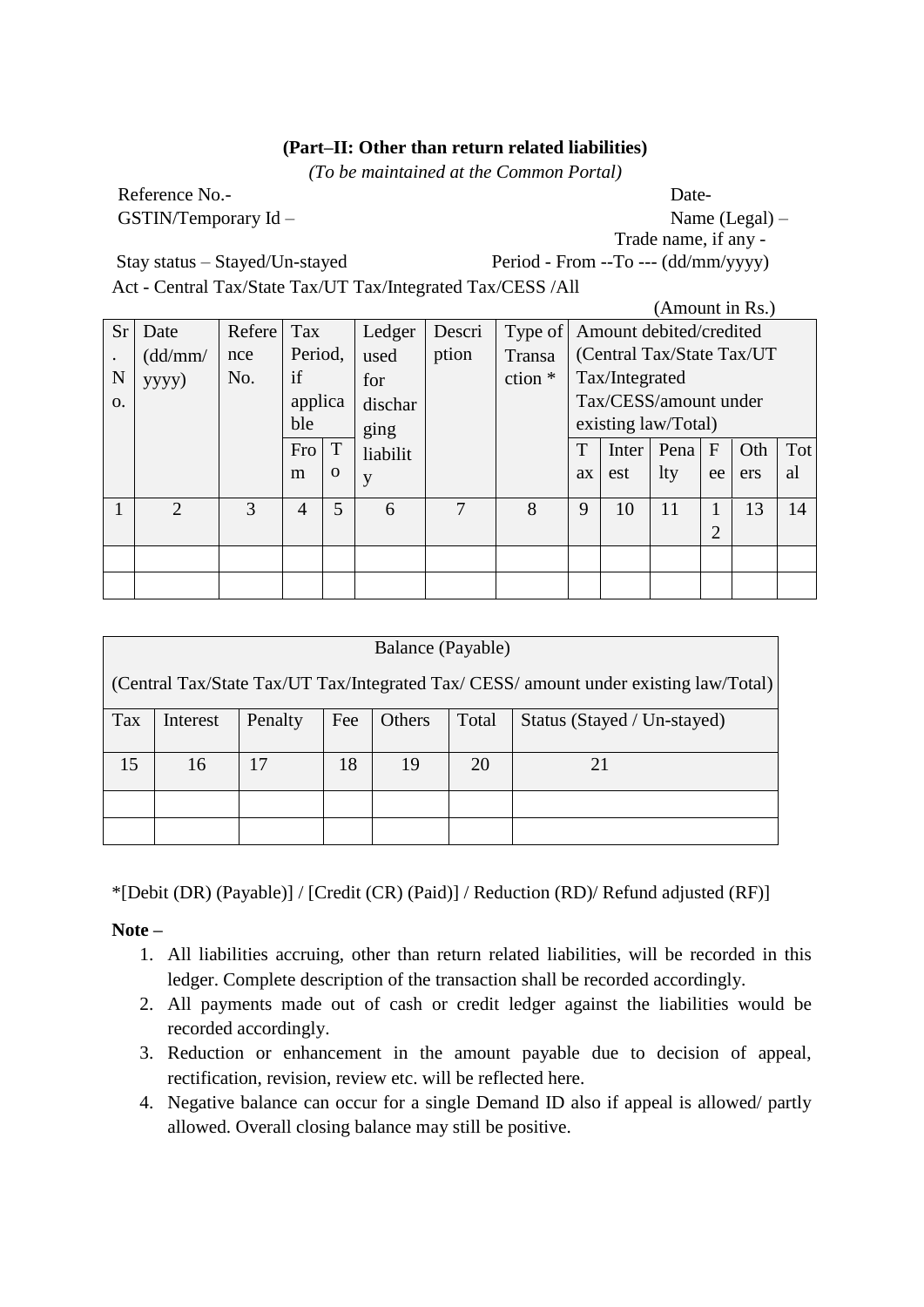**(Part–II: Other than return related liabilities)**

*(To be maintained at the Common Portal)*

Reference No.- Date-

GSTIN/Temporary Id – Name (Legal) –

Trade name, if any -

Stay status – Stayed/Un-stayed Period - From --To --- (dd/mm/yyyy)

Act - Central Tax/State Tax/UT Tax/Integrated Tax/CESS /All

(Amount in Rs.)

| Sr. No. | Date (dd/mm/ yyyy) | Reference No. | Tax Period, if applicable | | Ledger used for discharging liability | Description | Type of Transaction * | Amount debited/credited (Central Tax/State Tax/UT Tax/Integrated Tax/CESS/amount under existing law/Total) | | | | | |
|---|---|---|---|---|---|---|---|---|---|---|---|---|---|
| | | | From | To | | | | Tax | Interest | Penalty | Fee | Others | Total |
| 1 | 2 | 3 | 4 | 5 | 6 | 7 | 8 | 9 | 10 | 11 | 12 | 13 | 14 |
| | | | | | | | | | | | | | |
| | | | | | | | | | | | | | |

| Balance (Payable) (Central Tax/State Tax/UT Tax/Integrated Tax/ CESS/ amount under existing law/Total) | | | | | | |
|---|---|---|---|---|---|---|
| Tax | Interest | Penalty | Fee | Others | Total | Status (Stayed / Un-stayed) |
| 15 | 16 | 17 | 18 | 19 | 20 | 21 |
| | | | | | | |
| | | | | | | |

*[Debit (DR) (Payable)] / [Credit (CR) (Paid)] / Reduction (RD)/ Refund adjusted (RF)]

**Note –**

1. All liabilities accruing, other than return related liabilities, will be recorded in this ledger. Complete description of the transaction shall be recorded accordingly.
2. All payments made out of cash or credit ledger against the liabilities would be recorded accordingly.
3. Reduction or enhancement in the amount payable due to decision of appeal, rectification, revision, review etc. will be reflected here.
4. Negative balance can occur for a single Demand ID also if appeal is allowed/ partly allowed. Overall closing balance may still be positive.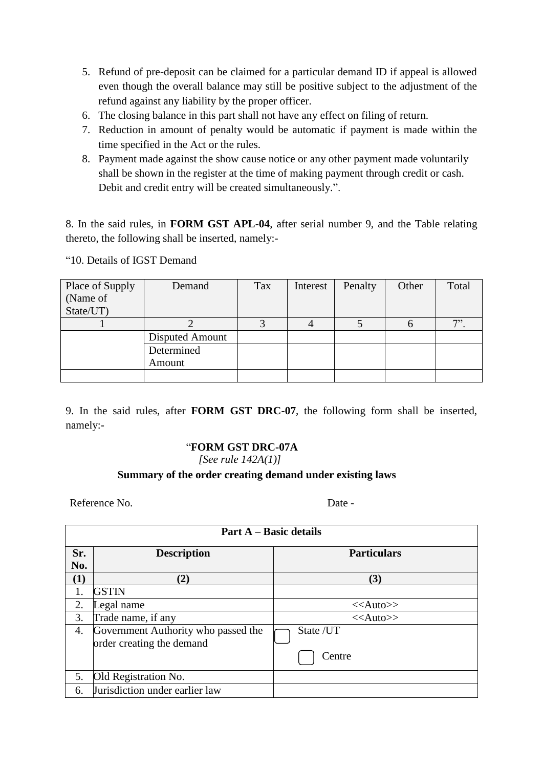5. Refund of pre-deposit can be claimed for a particular demand ID if appeal is allowed even though the overall balance may still be positive subject to the adjustment of the refund against any liability by the proper officer.
6. The closing balance in this part shall not have any effect on filing of return.
7. Reduction in amount of penalty would be automatic if payment is made within the time specified in the Act or the rules.
8. Payment made against the show cause notice or any other payment made voluntarily shall be shown in the register at the time of making payment through credit or cash. Debit and credit entry will be created simultaneously.".

8. In the said rules, in **FORM GST APL-04**, after serial number 9, and the Table relating thereto, the following shall be inserted, namely:-

"10. Details of IGST Demand

| Place of Supply (Name of State/UT) | Demand | Tax | Interest | Penalty | Other | Total |
|---|---|---|---|---|---|---|
| 1 | 2 | 3 | 4 | 5 | 6 | 7". |
| | Disputed Amount | | | | | |
| | Determined Amount | | | | | |
| | | | | | | |

9. In the said rules, after **FORM GST DRC-07**, the following form shall be inserted, namely:-

"**FORM GST DRC-07A**

*[See rule 142A(1)]*

**Summary of the order creating demand under existing laws**

Reference No. Date -

| **Part A – Basic details** | | |
|---|---|---|
| **Sr. No.** | **Description** | **Particulars** |
| **(1)** | **(2)** | **(3)** |
| 1. | GSTIN | |
| 2. | Legal name | <<Auto>> |
| 3. | Trade name, if any | <<Auto>> |
| 4. | Government Authority who passed the order creating the demand | ☐ State /UT ☐ Centre |
| 5. | Old Registration No. | |
| 6. | Jurisdiction under earlier law | |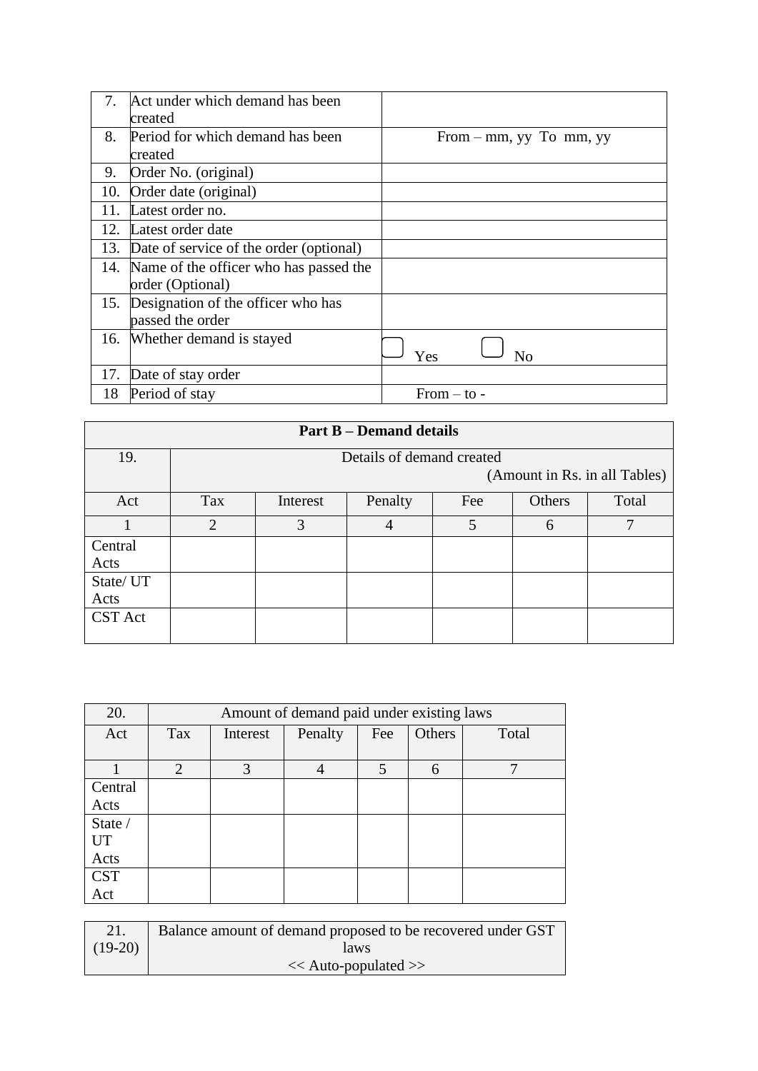| | | |
|---|---|---|
| 7. | Act under which demand has been created | |
| 8. | Period for which demand has been created | From – mm, yy To mm, yy |
| 9. | Order No. (original) | |
| 10. | Order date (original) | |
| 11. | Latest order no. | |
| 12. | Latest order date | |
| 13. | Date of service of the order (optional) | |
| 14. | Name of the officer who has passed the order (Optional) | |
| 15. | Designation of the officer who has passed the order | |
| 16. | Whether demand is stayed | ☐ Yes ☐ No |
| 17. | Date of stay order | |
| 18 | Period of stay | From – to - |

| **Part B – Demand details** | | | | | | |
|---|---|---|---|---|---|---|
| 19. | Details of demand created (Amount in Rs. in all Tables) | | | | | |
| Act | Tax | Interest | Penalty | Fee | Others | Total |
| 1 | 2 | 3 | 4 | 5 | 6 | 7 |
| Central Acts | | | | | | |
| State/ UT Acts | | | | | | |
| CST Act | | | | | | |

| 20. | Amount of demand paid under existing laws | | | | | |
|---|---|---|---|---|---|---|
| Act | Tax | Interest | Penalty | Fee | Others | Total |
| 1 | 2 | 3 | 4 | 5 | 6 | 7 |
| Central Acts | | | | | | |
| State / UT Acts | | | | | | |
| CST Act | | | | | | |

| 21. (19-20) | Balance amount of demand proposed to be recovered under GST laws << Auto-populated >> |
|---|---|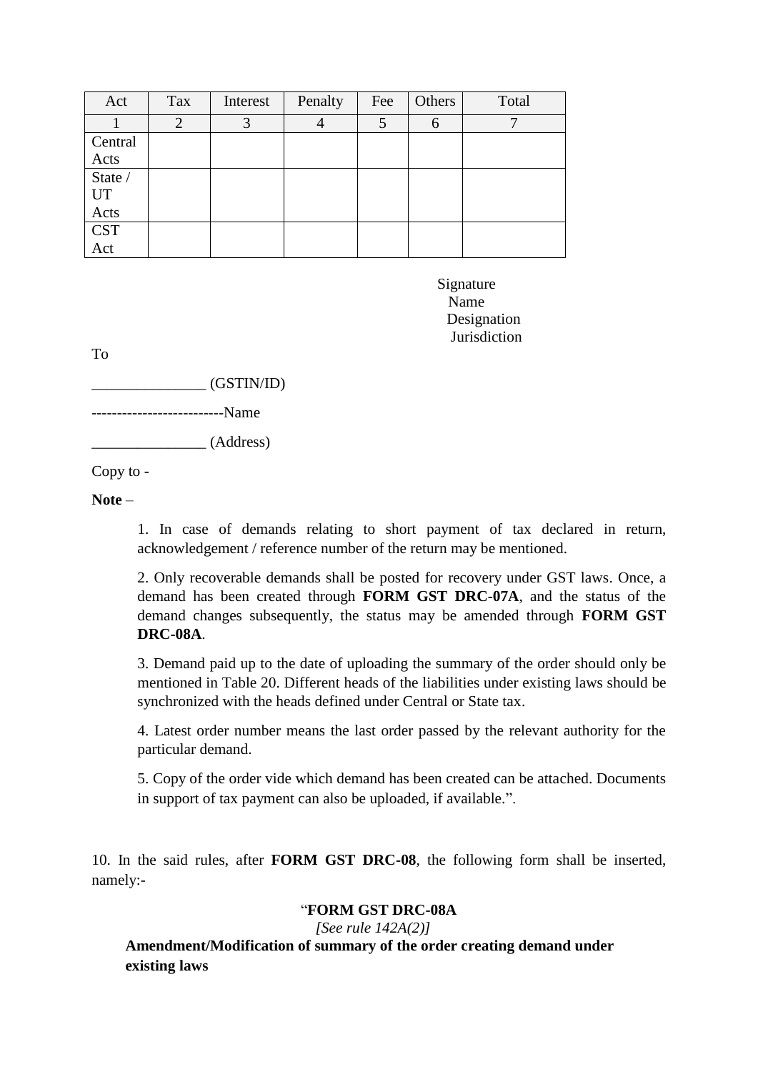| Act | Tax | Interest | Penalty | Fee | Others | Total |
|---|---|---|---|---|---|---|
| 1 | 2 | 3 | 4 | 5 | 6 | 7 |
| Central Acts | | | | | | |
| State / UT Acts | | | | | | |
| CST Act | | | | | | |

Signature
Name
Designation
Jurisdiction

To

_______________ (GSTIN/ID)

--------------------------Name

_______________ (Address)

Copy to -

**Note** –

1. In case of demands relating to short payment of tax declared in return, acknowledgement / reference number of the return may be mentioned.

2. Only recoverable demands shall be posted for recovery under GST laws. Once, a demand has been created through **FORM GST DRC-07A**, and the status of the demand changes subsequently, the status may be amended through **FORM GST DRC-08A**.

3. Demand paid up to the date of uploading the summary of the order should only be mentioned in Table 20. Different heads of the liabilities under existing laws should be synchronized with the heads defined under Central or State tax.

4. Latest order number means the last order passed by the relevant authority for the particular demand.

5. Copy of the order vide which demand has been created can be attached. Documents in support of tax payment can also be uploaded, if available.".

10. In the said rules, after **FORM GST DRC-08**, the following form shall be inserted, namely:-

"**FORM GST DRC-08A**

*[See rule 142A(2)]*

**Amendment/Modification of summary of the order creating demand under existing laws**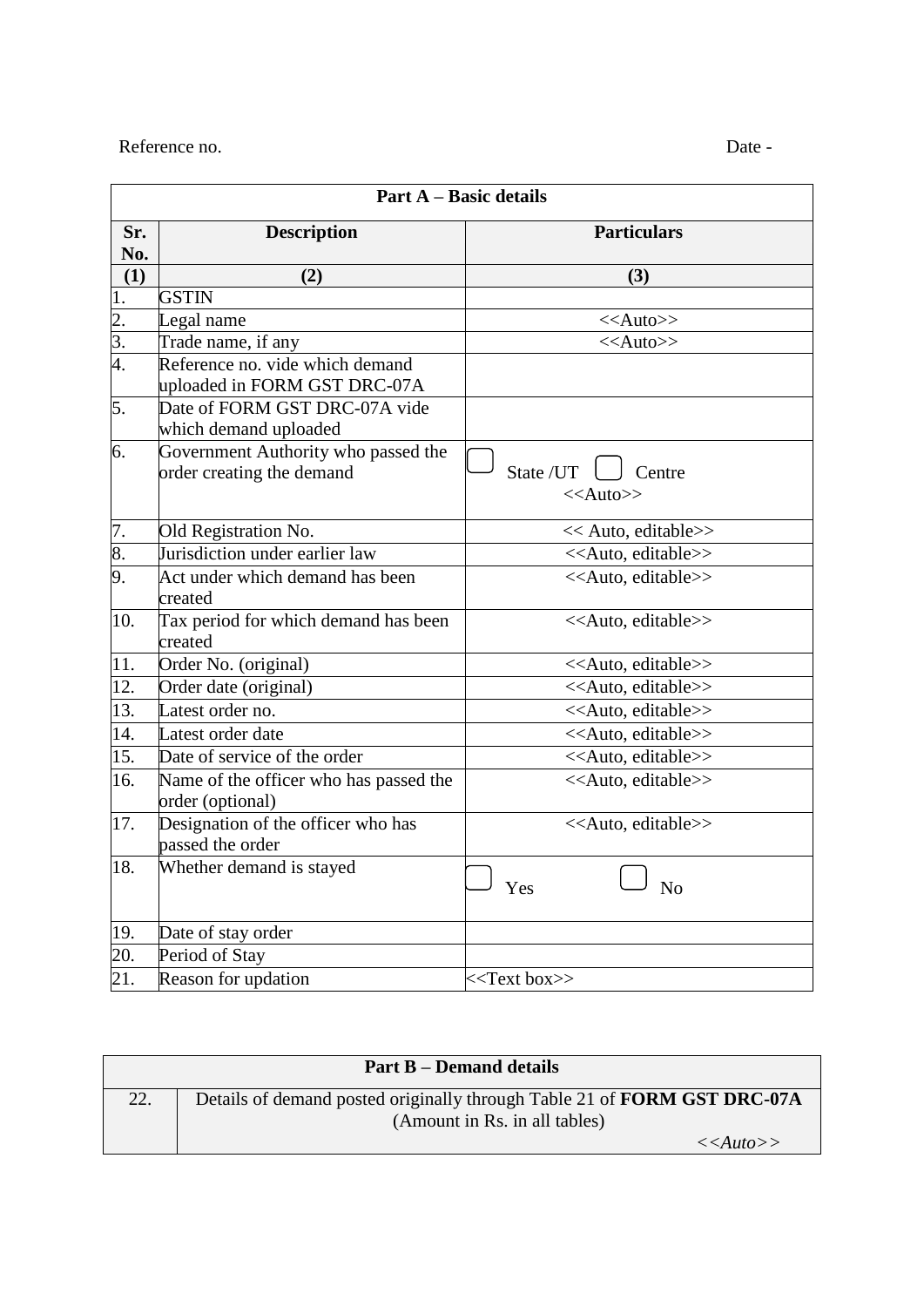Reference no. Date -

| Part A – Basic details | | |
|---|---|---|
| **Sr. No.** | **Description** | **Particulars** |
| **(1)** | **(2)** | **(3)** |
| 1. | GSTIN | |
| 2. | Legal name | <<Auto>> |
| 3. | Trade name, if any | <<Auto>> |
| 4. | Reference no. vide which demand uploaded in FORM GST DRC-07A | |
| 5. | Date of FORM GST DRC-07A vide which demand uploaded | |
| 6. | Government Authority who passed the order creating the demand | ☐ State /UT ☐ Centre <<Auto>> |
| 7. | Old Registration No. | << Auto, editable>> |
| 8. | Jurisdiction under earlier law | <<Auto, editable>> |
| 9. | Act under which demand has been created | <<Auto, editable>> |
| 10. | Tax period for which demand has been created | <<Auto, editable>> |
| 11. | Order No. (original) | <<Auto, editable>> |
| 12. | Order date (original) | <<Auto, editable>> |
| 13. | Latest order no. | <<Auto, editable>> |
| 14. | Latest order date | <<Auto, editable>> |
| 15. | Date of service of the order | <<Auto, editable>> |
| 16. | Name of the officer who has passed the order (optional) | <<Auto, editable>> |
| 17. | Designation of the officer who has passed the order | <<Auto, editable>> |
| 18. | Whether demand is stayed | ☐ Yes ☐ No |
| 19. | Date of stay order | |
| 20. | Period of Stay | |
| 21. | Reason for updation | <<Text box>> |

| Part B – Demand details | |
|---|---|
| 22. | Details of demand posted originally through Table 21 of **FORM GST DRC-07A** (Amount in Rs. in all tables) *<<Auto>>* |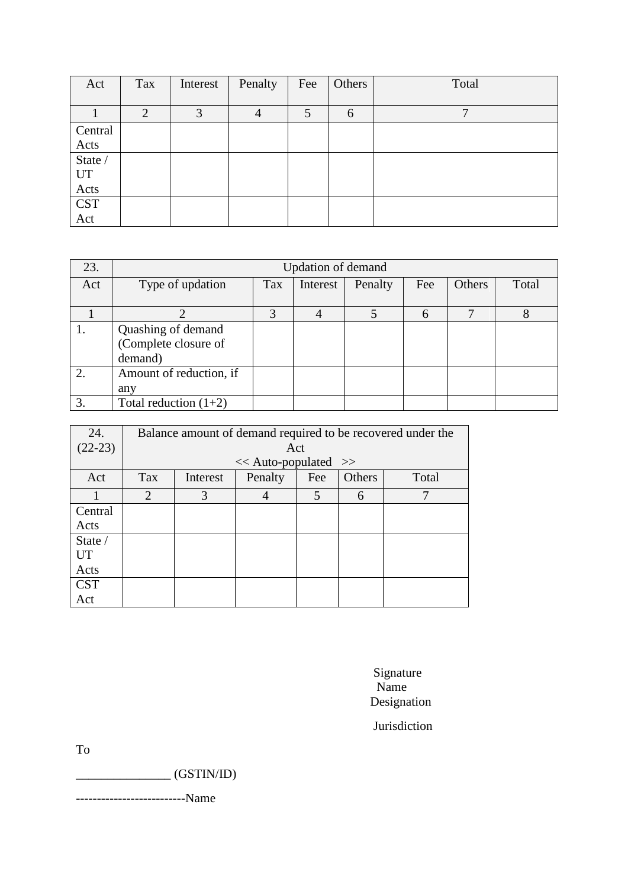| Act | Tax | Interest | Penalty | Fee | Others | Total |
|---|---|---|---|---|---|---|
| 1 | 2 | 3 | 4 | 5 | 6 | 7 |
| Central Acts | | | | | | |
| State / UT Acts | | | | | | |
| CST Act | | | | | | |

| 23. | Updation of demand | | | | | | |
|---|---|---|---|---|---|---|---|
| Act | Type of updation | Tax | Interest | Penalty | Fee | Others | Total |
| 1 | 2 | 3 | 4 | 5 | 6 | 7 | 8 |
| 1. | Quashing of demand (Complete closure of demand) | | | | | | |
| 2. | Amount of reduction, if any | | | | | | |
| 3. | Total reduction (1+2) | | | | | | |

| 24. (22-23) | Balance amount of demand required to be recovered under the Act << Auto-populated >> | | | | | |
|---|---|---|---|---|---|---|
| Act | Tax | Interest | Penalty | Fee | Others | Total |
| 1 | 2 | 3 | 4 | 5 | 6 | 7 |
| Central Acts | | | | | | |
| State / UT Acts | | | | | | |
| CST Act | | | | | | |

Signature
Name
Designation

Jurisdiction

To

_______________ (GSTIN/ID)

--------------------------Name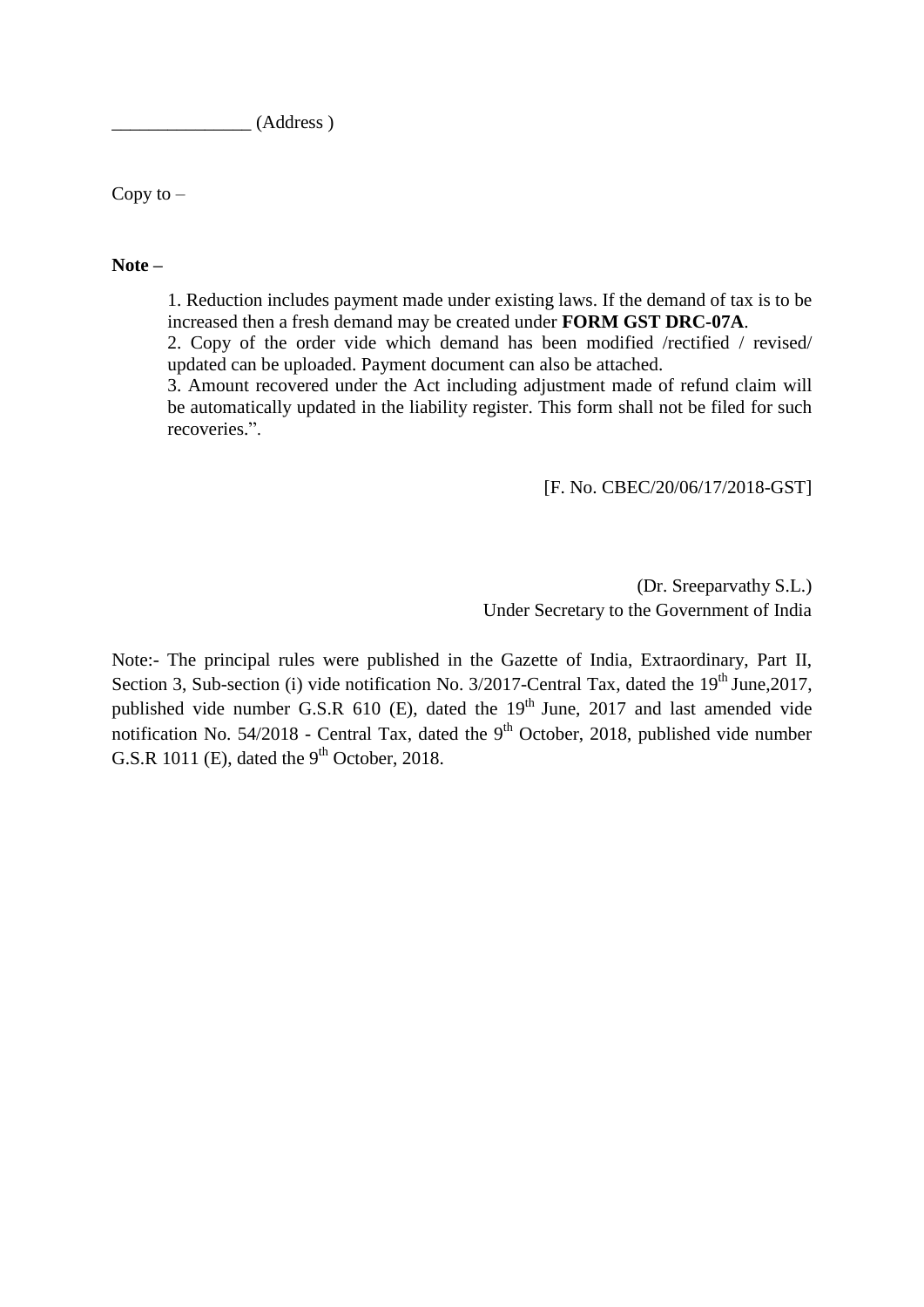_______________ (Address )

Copy to –

**Note –**

1. Reduction includes payment made under existing laws. If the demand of tax is to be increased then a fresh demand may be created under **FORM GST DRC-07A**.
2. Copy of the order vide which demand has been modified /rectified / revised/ updated can be uploaded. Payment document can also be attached.
3. Amount recovered under the Act including adjustment made of refund claim will be automatically updated in the liability register. This form shall not be filed for such recoveries.".

[F. No. CBEC/20/06/17/2018-GST]

(Dr. Sreeparvathy S.L.)
Under Secretary to the Government of India

Note:- The principal rules were published in the Gazette of India, Extraordinary, Part II, Section 3, Sub-section (i) vide notification No. 3/2017-Central Tax, dated the 19th June,2017, published vide number G.S.R 610 (E), dated the 19th June, 2017 and last amended vide notification No. 54/2018 - Central Tax, dated the 9th October, 2018, published vide number G.S.R 1011 (E), dated the 9th October, 2018.